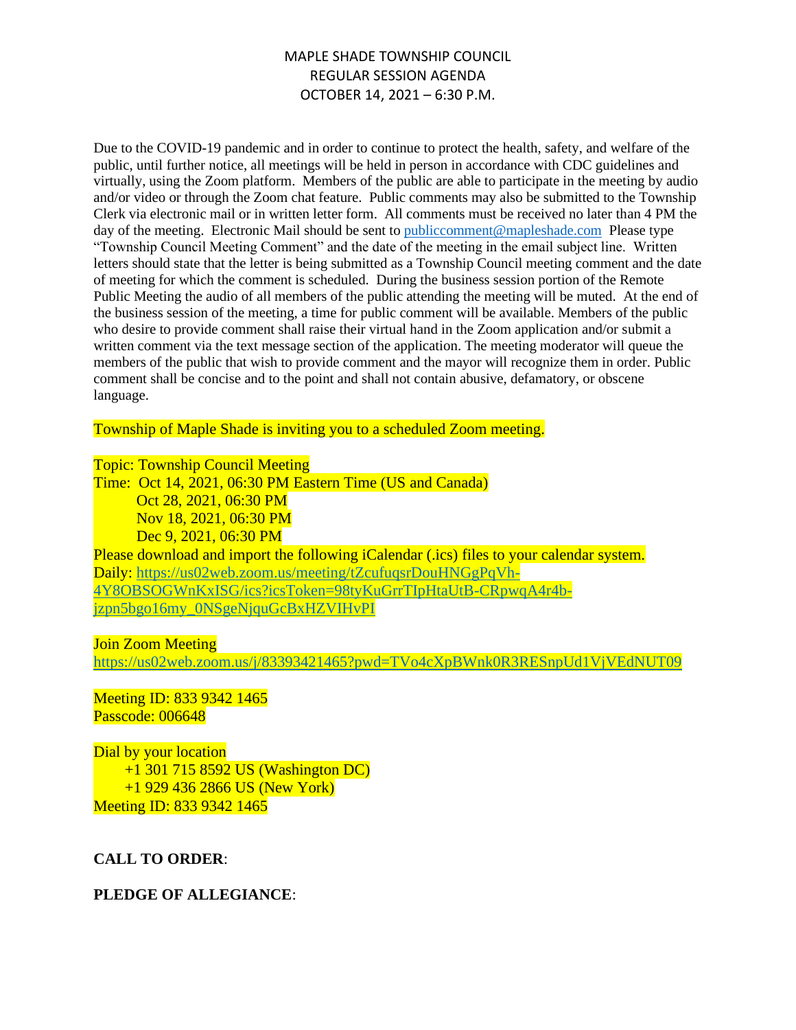# MAPLE SHADE TOWNSHIP COUNCIL
## REGULAR SESSION AGENDA
## OCTOBER 14, 2021 – 6:30 P.M.

Due to the COVID-19 pandemic and in order to continue to protect the health, safety, and welfare of the public, until further notice, all meetings will be held in person in accordance with CDC guidelines and virtually, using the Zoom platform. Members of the public are able to participate in the meeting by audio and/or video or through the Zoom chat feature. Public comments may also be submitted to the Township Clerk via electronic mail or in written letter form. All comments must be received no later than 4 PM the day of the meeting. Electronic Mail should be sent to publiccomment@mapleshade.com Please type "Township Council Meeting Comment" and the date of the meeting in the email subject line. Written letters should state that the letter is being submitted as a Township Council meeting comment and the date of meeting for which the comment is scheduled. During the business session portion of the Remote Public Meeting the audio of all members of the public attending the meeting will be muted. At the end of the business session of the meeting, a time for public comment will be available. Members of the public who desire to provide comment shall raise their virtual hand in the Zoom application and/or submit a written comment via the text message section of the application. The meeting moderator will queue the members of the public that wish to provide comment and the mayor will recognize them in order. Public comment shall be concise and to the point and shall not contain abusive, defamatory, or obscene language.

Township of Maple Shade is inviting you to a scheduled Zoom meeting.

Topic: Township Council Meeting
Time: Oct 14, 2021, 06:30 PM Eastern Time (US and Canada)
Oct 28, 2021, 06:30 PM
Nov 18, 2021, 06:30 PM
Dec 9, 2021, 06:30 PM
Please download and import the following iCalendar (.ics) files to your calendar system.
Daily: https://us02web.zoom.us/meeting/tZcufuqsrDouHNGgPqVh-4Y8OBSOGWnKxISG/ics?icsToken=98tyKuGrrTIpHtaUtB-CRpwqA4r4b-jzpn5bgo16my_0NSgeNjquGcBxHZVIHvPI

Join Zoom Meeting
https://us02web.zoom.us/j/83393421465?pwd=TVo4cXpBWnk0R3RESnpUd1VjVEdNUT09

Meeting ID: 833 9342 1465
Passcode: 006648

Dial by your location
+1 301 715 8592 US (Washington DC)
+1 929 436 2866 US (New York)
Meeting ID: 833 9342 1465

**CALL TO ORDER**:

**PLEDGE OF ALLEGIANCE**: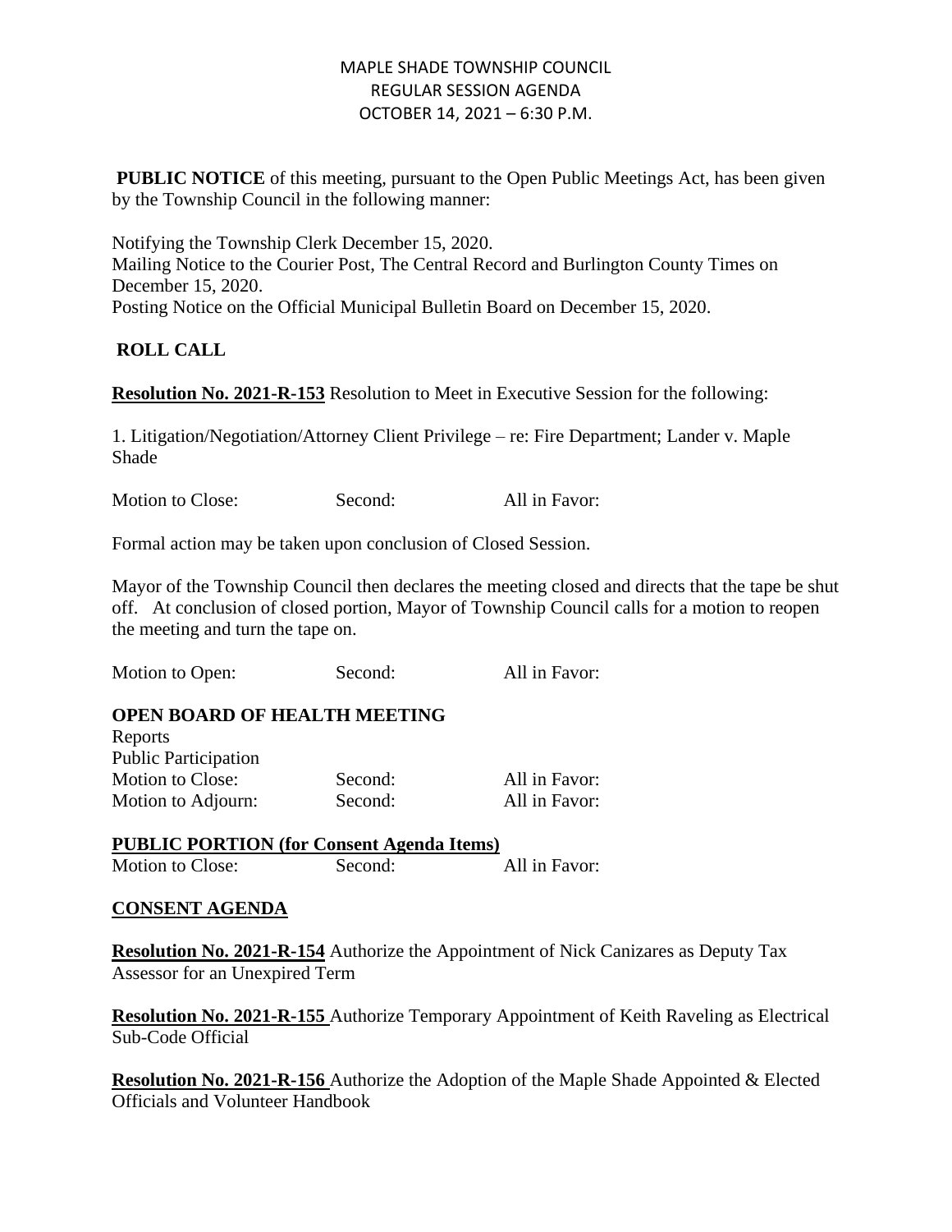MAPLE SHADE TOWNSHIP COUNCIL
REGULAR SESSION AGENDA
OCTOBER 14, 2021 – 6:30 P.M.

**PUBLIC NOTICE** of this meeting, pursuant to the Open Public Meetings Act, has been given by the Township Council in the following manner:

Notifying the Township Clerk December 15, 2020.
Mailing Notice to the Courier Post, The Central Record and Burlington County Times on December 15, 2020.
Posting Notice on the Official Municipal Bulletin Board on December 15, 2020.

**ROLL CALL**

**Resolution No. 2021-R-153** Resolution to Meet in Executive Session for the following:

1. Litigation/Negotiation/Attorney Client Privilege – re: Fire Department; Lander v. Maple Shade

Motion to Close: Second: All in Favor:

Formal action may be taken upon conclusion of Closed Session.

Mayor of the Township Council then declares the meeting closed and directs that the tape be shut off. At conclusion of closed portion, Mayor of Township Council calls for a motion to reopen the meeting and turn the tape on.

Motion to Open: Second: All in Favor:

**OPEN BOARD OF HEALTH MEETING**

Reports
Public Participation
Motion to Close: Second: All in Favor:
Motion to Adjourn: Second: All in Favor:

**PUBLIC PORTION (for Consent Agenda Items)**

Motion to Close: Second: All in Favor:

**CONSENT AGENDA**

**Resolution No. 2021-R-154** Authorize the Appointment of Nick Canizares as Deputy Tax Assessor for an Unexpired Term

**Resolution No. 2021-R-155** Authorize Temporary Appointment of Keith Raveling as Electrical Sub-Code Official

**Resolution No. 2021-R-156** Authorize the Adoption of the Maple Shade Appointed & Elected Officials and Volunteer Handbook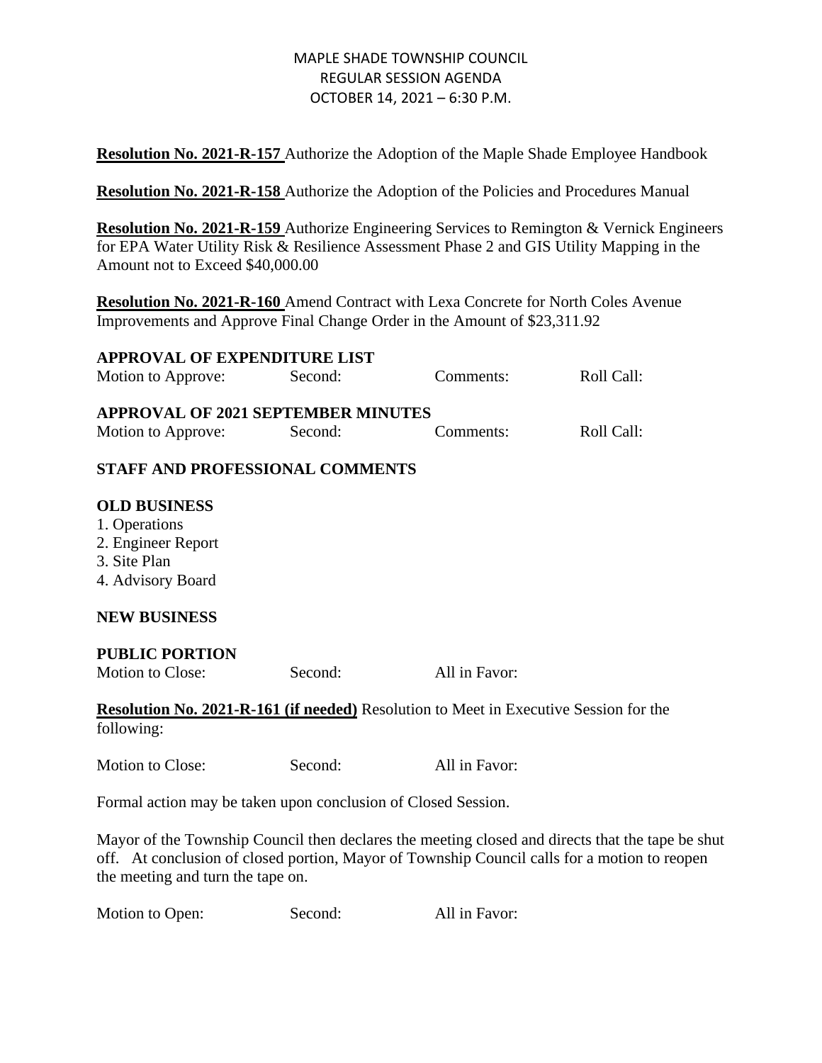MAPLE SHADE TOWNSHIP COUNCIL
REGULAR SESSION AGENDA
OCTOBER 14, 2021 – 6:30 P.M.

**Resolution No. 2021-R-157** Authorize the Adoption of the Maple Shade Employee Handbook

**Resolution No. 2021-R-158** Authorize the Adoption of the Policies and Procedures Manual

**Resolution No. 2021-R-159** Authorize Engineering Services to Remington & Vernick Engineers for EPA Water Utility Risk & Resilience Assessment Phase 2 and GIS Utility Mapping in the Amount not to Exceed $40,000.00

**Resolution No. 2021-R-160** Amend Contract with Lexa Concrete for North Coles Avenue Improvements and Approve Final Change Order in the Amount of $23,311.92

**APPROVAL OF EXPENDITURE LIST**

Motion to Approve: Second: Comments: Roll Call:

**APPROVAL OF 2021 SEPTEMBER MINUTES**

Motion to Approve: Second: Comments: Roll Call:

**STAFF AND PROFESSIONAL COMMENTS**

**OLD BUSINESS**

1. Operations
2. Engineer Report
3. Site Plan
4. Advisory Board

**NEW BUSINESS**

**PUBLIC PORTION**

Motion to Close: Second: All in Favor:

**Resolution No. 2021-R-161 (if needed)** Resolution to Meet in Executive Session for the following:

Motion to Close: Second: All in Favor:

Formal action may be taken upon conclusion of Closed Session.

Mayor of the Township Council then declares the meeting closed and directs that the tape be shut off. At conclusion of closed portion, Mayor of Township Council calls for a motion to reopen the meeting and turn the tape on.

Motion to Open: Second: All in Favor: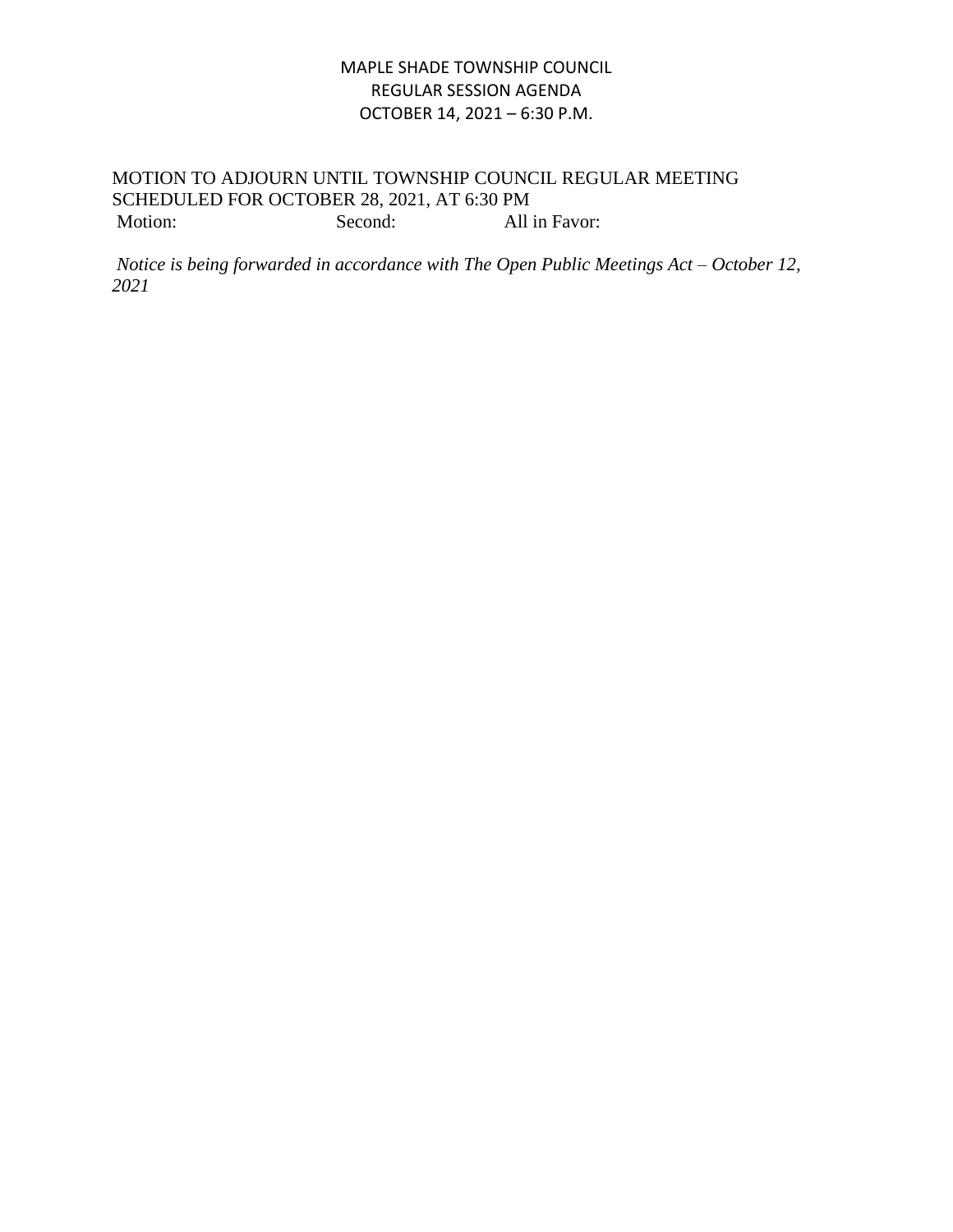MAPLE SHADE TOWNSHIP COUNCIL
REGULAR SESSION AGENDA
OCTOBER 14, 2021 – 6:30 P.M.

MOTION TO ADJOURN UNTIL TOWNSHIP COUNCIL REGULAR MEETING SCHEDULED FOR OCTOBER 28, 2021, AT 6:30 PM

Motion: Second: All in Favor:

*Notice is being forwarded in accordance with The Open Public Meetings Act – October 12, 2021*